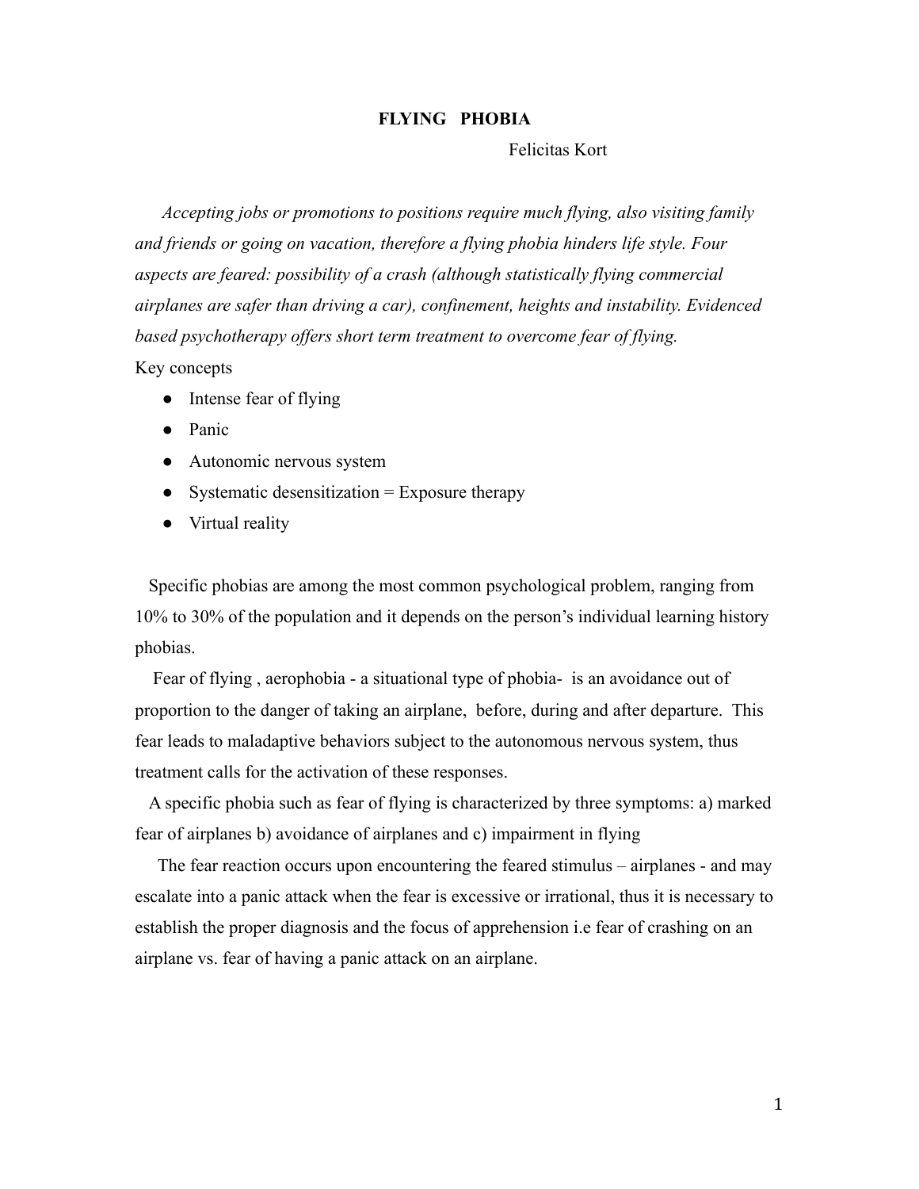# FLYING PHOBIA

Felicitas Kort

*Accepting jobs or promotions to positions require much flying, also visiting family and friends or going on vacation, therefore a flying phobia hinders life style. Four aspects are feared: possibility of a crash (although statistically flying commercial airplanes are safer than driving a car), confinement, heights and instability. Evidenced based psychotherapy offers short term treatment to overcome fear of flying.*

Key concepts

- Intense fear of flying
- Panic
- Autonomic nervous system
- Systematic desensitization = Exposure therapy
- Virtual reality

Specific phobias are among the most common psychological problem, ranging from 10% to 30% of the population and it depends on the person's individual learning history phobias.

Fear of flying , aerophobia - a situational type of phobia- is an avoidance out of proportion to the danger of taking an airplane, before, during and after departure. This fear leads to maladaptive behaviors subject to the autonomous nervous system, thus treatment calls for the activation of these responses.

A specific phobia such as fear of flying is characterized by three symptoms: a) marked fear of airplanes b) avoidance of airplanes and c) impairment in flying

The fear reaction occurs upon encountering the feared stimulus – airplanes - and may escalate into a panic attack when the fear is excessive or irrational, thus it is necessary to establish the proper diagnosis and the focus of apprehension i.e fear of crashing on an airplane vs. fear of having a panic attack on an airplane.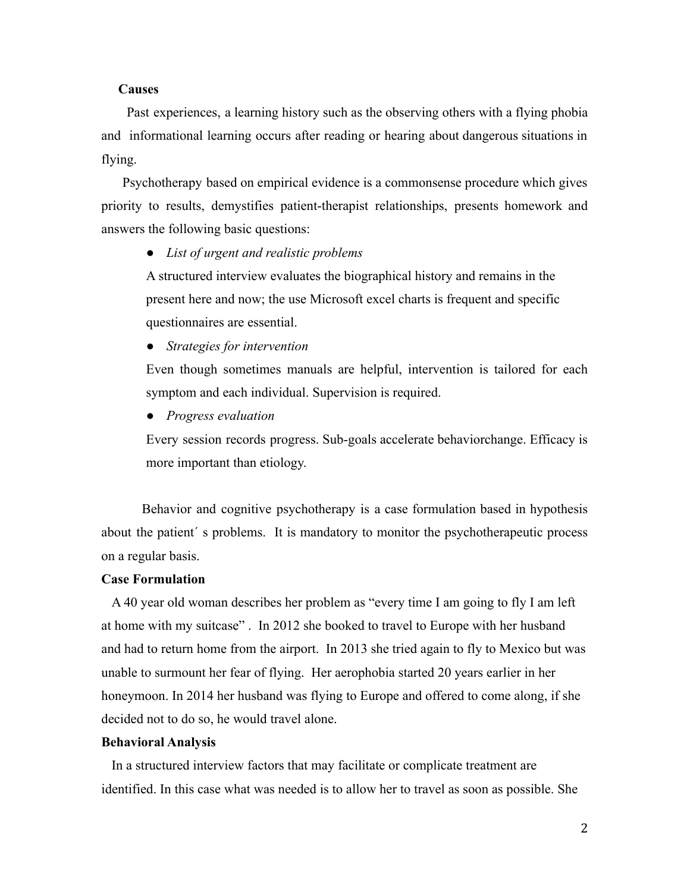**Causes**

Past experiences, a learning history such as the observing others with a flying phobia and informational learning occurs after reading or hearing about dangerous situations in flying.

Psychotherapy based on empirical evidence is a commonsense procedure which gives priority to results, demystifies patient-therapist relationships, presents homework and answers the following basic questions:

- *List of urgent and realistic problems*

  A structured interview evaluates the biographical history and remains in the present here and now; the use Microsoft excel charts is frequent and specific questionnaires are essential.

- *Strategies for intervention*

  Even though sometimes manuals are helpful, intervention is tailored for each symptom and each individual. Supervision is required.

- *Progress evaluation*

  Every session records progress. Sub-goals accelerate behaviorchange. Efficacy is more important than etiology.

Behavior and cognitive psychotherapy is a case formulation based in hypothesis about the patient´ s problems. It is mandatory to monitor the psychotherapeutic process on a regular basis.

**Case Formulation**

A 40 year old woman describes her problem as "every time I am going to fly I am left at home with my suitcase" . In 2012 she booked to travel to Europe with her husband and had to return home from the airport. In 2013 she tried again to fly to Mexico but was unable to surmount her fear of flying. Her aerophobia started 20 years earlier in her honeymoon. In 2014 her husband was flying to Europe and offered to come along, if she decided not to do so, he would travel alone.

**Behavioral Analysis**

In a structured interview factors that may facilitate or complicate treatment are identified. In this case what was needed is to allow her to travel as soon as possible. She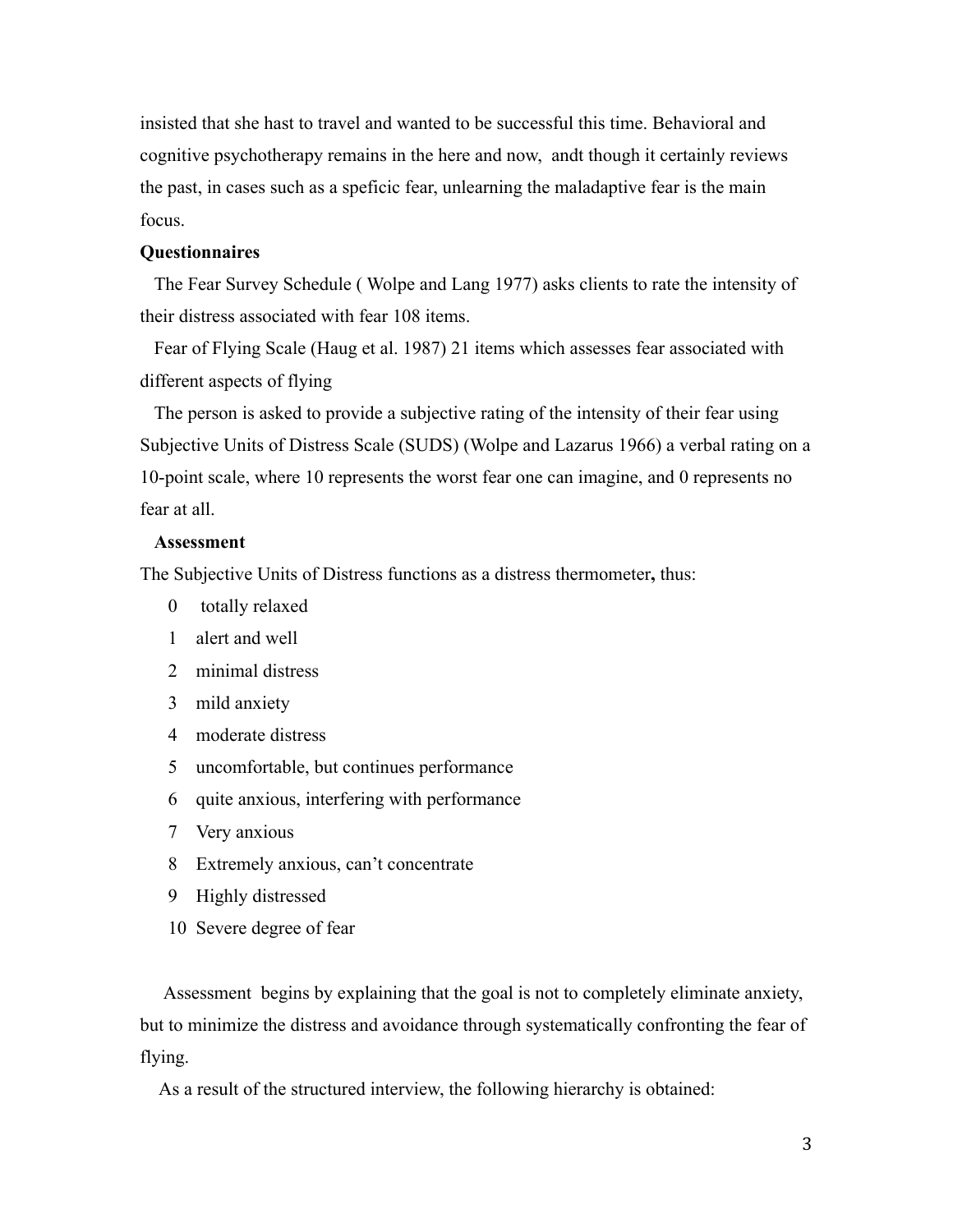insisted that she hast to travel and wanted to be successful this time. Behavioral and cognitive psychotherapy remains in the here and now, andt though it certainly reviews the past, in cases such as a speficic fear, unlearning the maladaptive fear is the main focus.

**Questionnaires**

The Fear Survey Schedule ( Wolpe and Lang 1977) asks clients to rate the intensity of their distress associated with fear 108 items.

Fear of Flying Scale (Haug et al. 1987) 21 items which assesses fear associated with different aspects of flying

The person is asked to provide a subjective rating of the intensity of their fear using Subjective Units of Distress Scale (SUDS) (Wolpe and Lazarus 1966) a verbal rating on a 10-point scale, where 10 represents the worst fear one can imagine, and 0 represents no fear at all.

**Assessment**

The Subjective Units of Distress functions as a distress thermometer**,** thus:

0 totally relaxed
1 alert and well
2 minimal distress
3 mild anxiety
4 moderate distress
5 uncomfortable, but continues performance
6 quite anxious, interfering with performance
7 Very anxious
8 Extremely anxious, can't concentrate
9 Highly distressed
10 Severe degree of fear

Assessment begins by explaining that the goal is not to completely eliminate anxiety, but to minimize the distress and avoidance through systematically confronting the fear of flying.

As a result of the structured interview, the following hierarchy is obtained: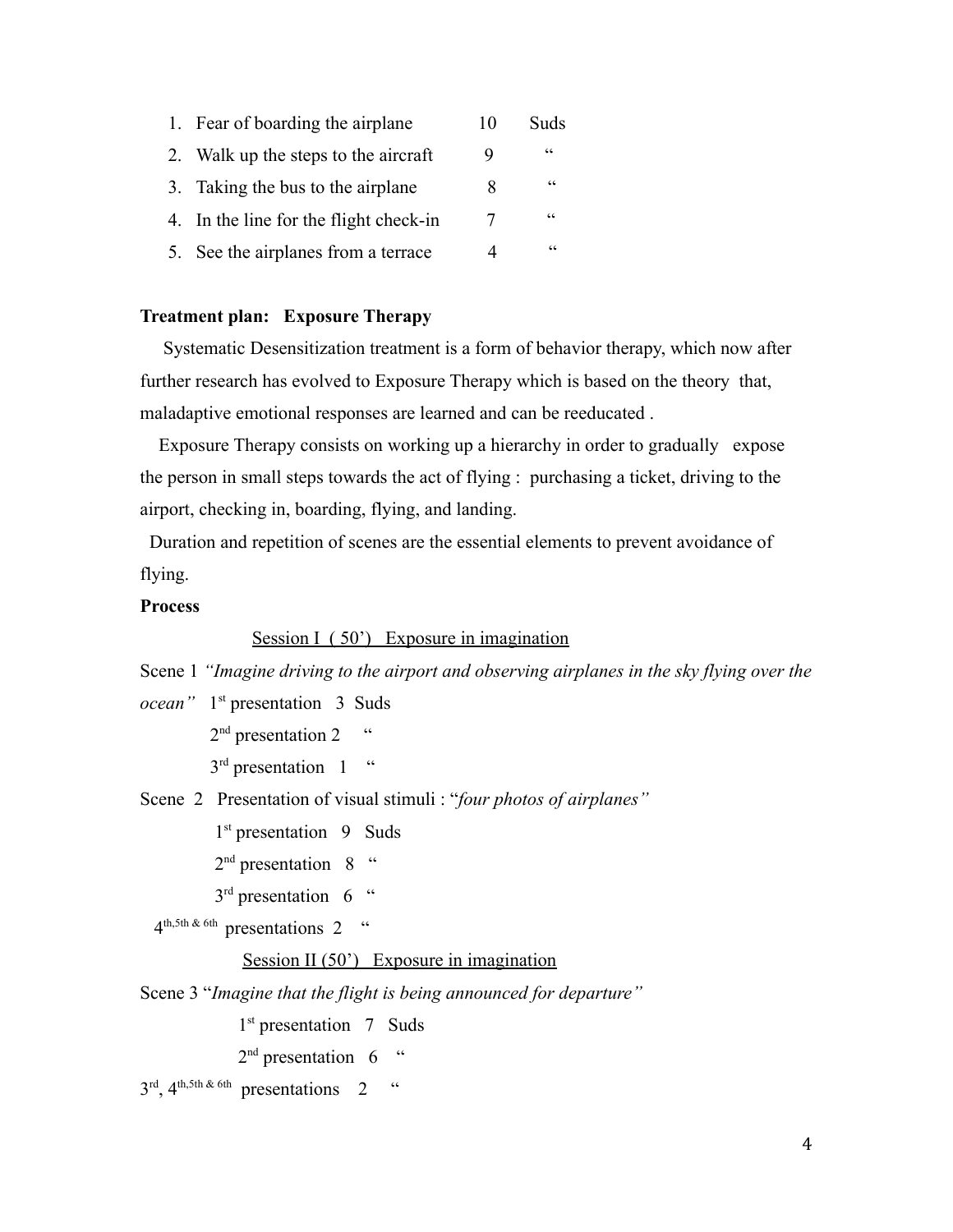1. Fear of boarding the airplane 10 Suds
2. Walk up the steps to the aircraft 9 "
3. Taking the bus to the airplane 8 "
4. In the line for the flight check-in 7 "
5. See the airplanes from a terrace 4 "

**Treatment plan: Exposure Therapy**

Systematic Desensitization treatment is a form of behavior therapy, which now after further research has evolved to Exposure Therapy which is based on the theory that, maladaptive emotional responses are learned and can be reeducated .

Exposure Therapy consists on working up a hierarchy in order to gradually expose the person in small steps towards the act of flying : purchasing a ticket, driving to the airport, checking in, boarding, flying, and landing.

Duration and repetition of scenes are the essential elements to prevent avoidance of flying.

**Process**

<u>Session I ( 50') Exposure in imagination</u>

Scene 1 *"Imagine driving to the airport and observing airplanes in the sky flying over the ocean"* 1st presentation 3 Suds

2nd presentation 2 "

3rd presentation 1 "

Scene 2 Presentation of visual stimuli : "*four photos of airplanes"*

1st presentation 9 Suds

2nd presentation 8 "

3rd presentation 6 "

4th,5th & 6th presentations 2 "

<u>Session II (50') Exposure in imagination</u>

Scene 3 "*Imagine that the flight is being announced for departure"*

1st presentation 7 Suds

2nd presentation 6 "

3rd, 4th,5th & 6th presentations 2 "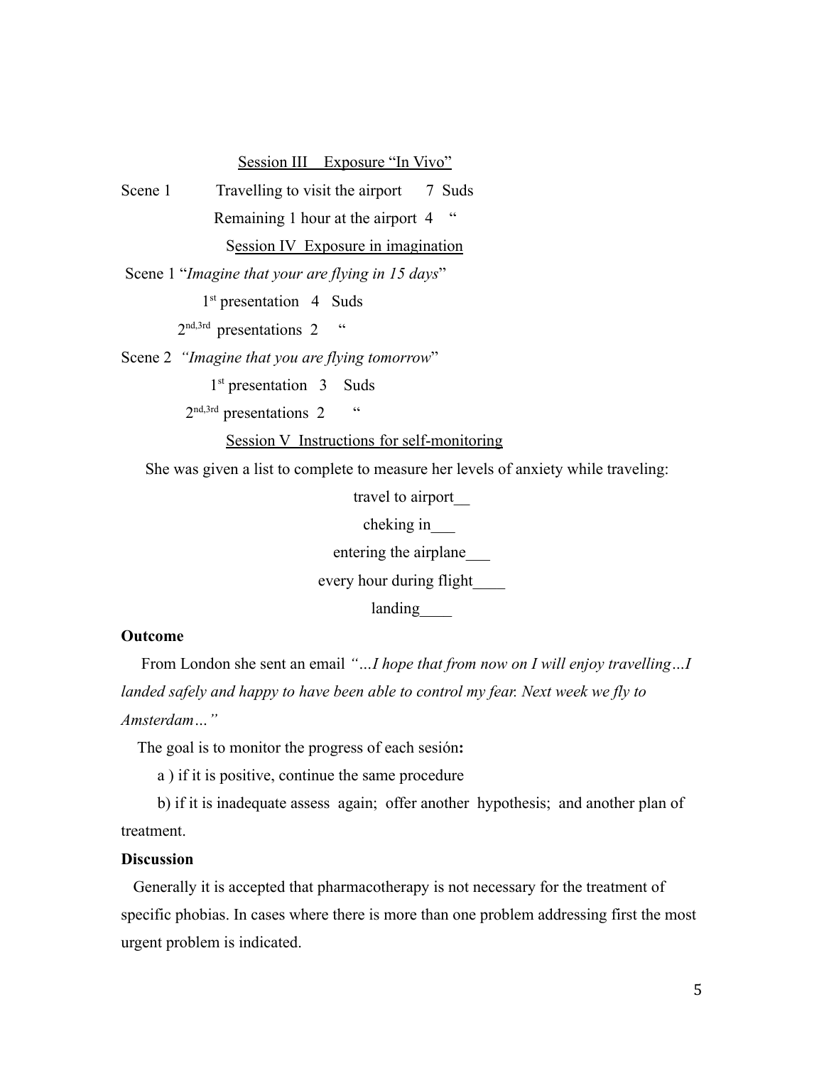Session III Exposure "In Vivo"

Scene 1 Travelling to visit the airport 7 Suds

Remaining 1 hour at the airport 4 "

Session IV Exposure in imagination

Scene 1 "*Imagine that your are flying in 15 days*"

1st presentation 4 Suds

2nd,3rd presentations 2 "

Scene 2 *"Imagine that you are flying tomorrow*"

1st presentation 3 Suds

2nd,3rd presentations 2 "

Session V Instructions for self-monitoring

She was given a list to complete to measure her levels of anxiety while traveling:

travel to airport__

cheking in___

entering the airplane___

every hour during flight____

landing____

**Outcome**

From London she sent an email *"…I hope that from now on I will enjoy travelling…I landed safely and happy to have been able to control my fear. Next week we fly to Amsterdam…"*

The goal is to monitor the progress of each sesión**:**

a ) if it is positive, continue the same procedure

b) if it is inadequate assess again; offer another hypothesis; and another plan of treatment.

**Discussion**

Generally it is accepted that pharmacotherapy is not necessary for the treatment of specific phobias. In cases where there is more than one problem addressing first the most urgent problem is indicated.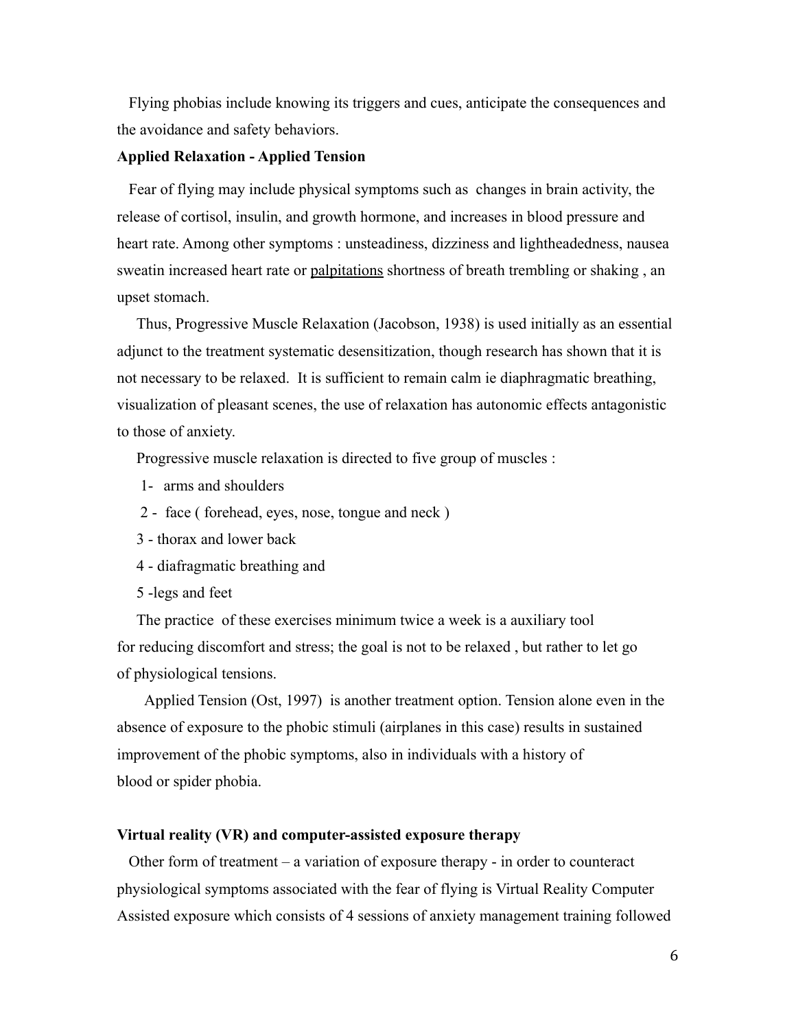Flying phobias include knowing its triggers and cues, anticipate the consequences and the avoidance and safety behaviors.

**Applied Relaxation - Applied Tension**

Fear of flying may include physical symptoms such as changes in brain activity, the release of cortisol, insulin, and growth hormone, and increases in blood pressure and heart rate. Among other symptoms : unsteadiness, dizziness and lightheadedness, nausea sweatin increased heart rate or palpitations shortness of breath trembling or shaking , an upset stomach.

Thus, Progressive Muscle Relaxation (Jacobson, 1938) is used initially as an essential adjunct to the treatment systematic desensitization, though research has shown that it is not necessary to be relaxed. It is sufficient to remain calm ie diaphragmatic breathing, visualization of pleasant scenes, the use of relaxation has autonomic effects antagonistic to those of anxiety.

Progressive muscle relaxation is directed to five group of muscles :

1- arms and shoulders

2 - face ( forehead, eyes, nose, tongue and neck )

3 - thorax and lower back

4 - diafragmatic breathing and

5 -legs and feet

The practice of these exercises minimum twice a week is a auxiliary tool for reducing discomfort and stress; the goal is not to be relaxed , but rather to let go of physiological tensions.

Applied Tension (Ost, 1997) is another treatment option. Tension alone even in the absence of exposure to the phobic stimuli (airplanes in this case) results in sustained improvement of the phobic symptoms, also in individuals with a history of blood or spider phobia.

**Virtual reality (VR) and computer-assisted exposure therapy**

Other form of treatment – a variation of exposure therapy - in order to counteract physiological symptoms associated with the fear of flying is Virtual Reality Computer Assisted exposure which consists of 4 sessions of anxiety management training followed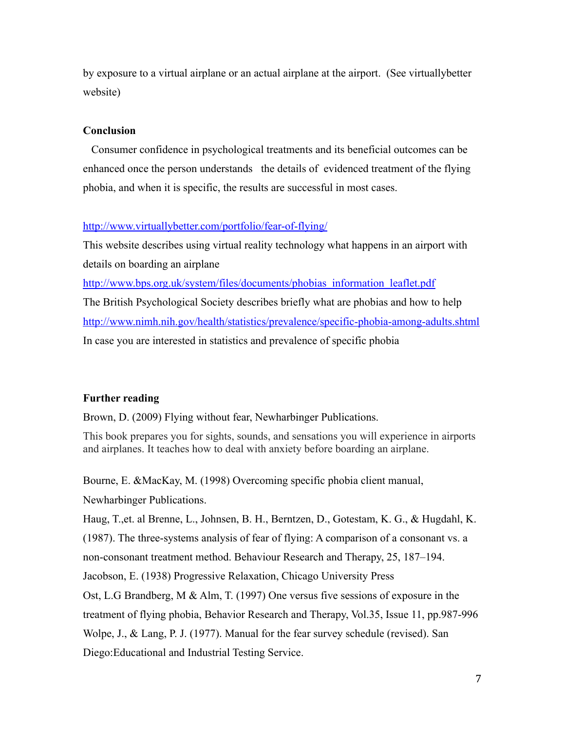by exposure to a virtual airplane or an actual airplane at the airport. (See virtuallybetter website)

**Conclusion**

Consumer confidence in psychological treatments and its beneficial outcomes can be enhanced once the person understands the details of evidenced treatment of the flying phobia, and when it is specific, the results are successful in most cases.

http://www.virtuallybetter.com/portfolio/fear-of-flying/

This website describes using virtual reality technology what happens in an airport with details on boarding an airplane

http://www.bps.org.uk/system/files/documents/phobias_information_leaflet.pdf

The British Psychological Society describes briefly what are phobias and how to help

http://www.nimh.nih.gov/health/statistics/prevalence/specific-phobia-among-adults.shtml

In case you are interested in statistics and prevalence of specific phobia

**Further reading**

Brown, D. (2009) Flying without fear, Newharbinger Publications.

This book prepares you for sights, sounds, and sensations you will experience in airports and airplanes. It teaches how to deal with anxiety before boarding an airplane.

Bourne, E. &MacKay, M. (1998) Overcoming specific phobia client manual, Newharbinger Publications.

Haug, T.,et. al Brenne, L., Johnsen, B. H., Berntzen, D., Gotestam, K. G., & Hugdahl, K. (1987). The three-systems analysis of fear of flying: A comparison of a consonant vs. a non-consonant treatment method. Behaviour Research and Therapy, 25, 187–194.

Jacobson, E. (1938) Progressive Relaxation, Chicago University Press

Ost, L.G Brandberg, M & Alm, T. (1997) One versus five sessions of exposure in the treatment of flying phobia, Behavior Research and Therapy, Vol.35, Issue 11, pp.987-996

Wolpe, J., & Lang, P. J. (1977). Manual for the fear survey schedule (revised). San Diego:Educational and Industrial Testing Service.